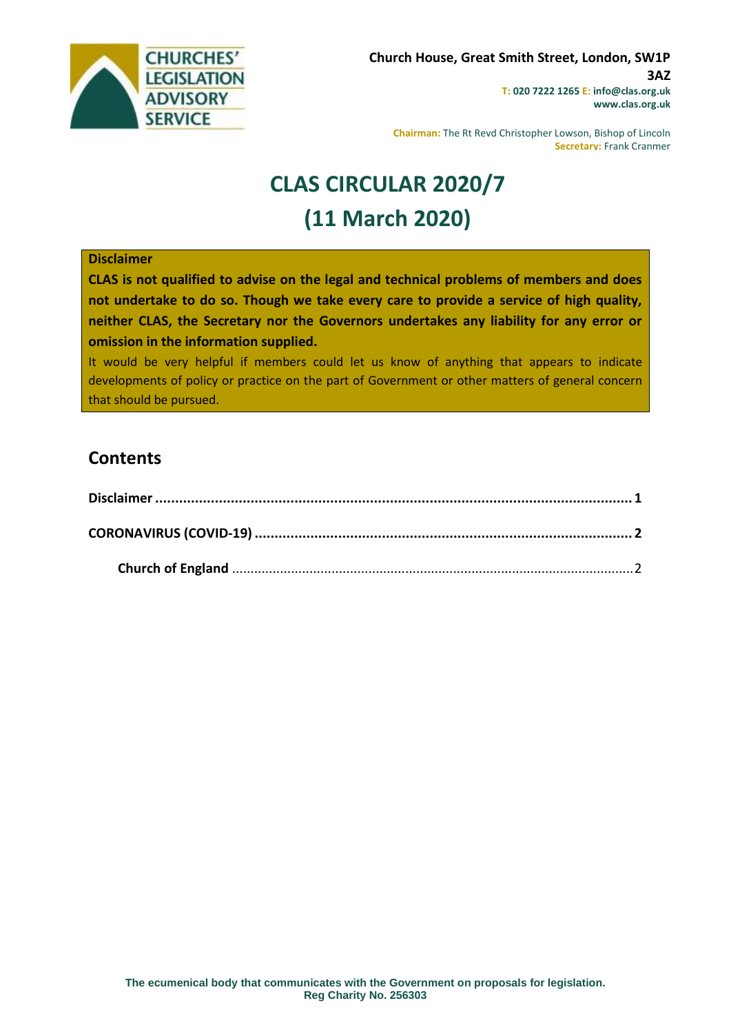CHURCHES' LEGISLATION ADVISORY SERVICE

**Church House, Great Smith Street, London, SW1P 3AZ**
**T: 020 7222 1265 E: info@clas.org.uk**
**www.clas.org.uk**

**Chairman:** The Rt Revd Christopher Lowson, Bishop of Lincoln
**Secretary:** Frank Cranmer

# CLAS CIRCULAR 2020/7
# (11 March 2020)

**Disclaimer**

**CLAS is not qualified to advise on the legal and technical problems of members and does not undertake to do so. Though we take every care to provide a service of high quality, neither CLAS, the Secretary nor the Governors undertakes any liability for any error or omission in the information supplied.**

It would be very helpful if members could let us know of anything that appears to indicate developments of policy or practice on the part of Government or other matters of general concern that should be pursued.

## Contents

**Disclaimer** ........................................................ **1**

**CORONAVIRUS (COVID-19)** ........................................................ **2**

**Church of England** ........................................................ 2

**The ecumenical body that communicates with the Government on proposals for legislation.**
**Reg Charity No. 256303**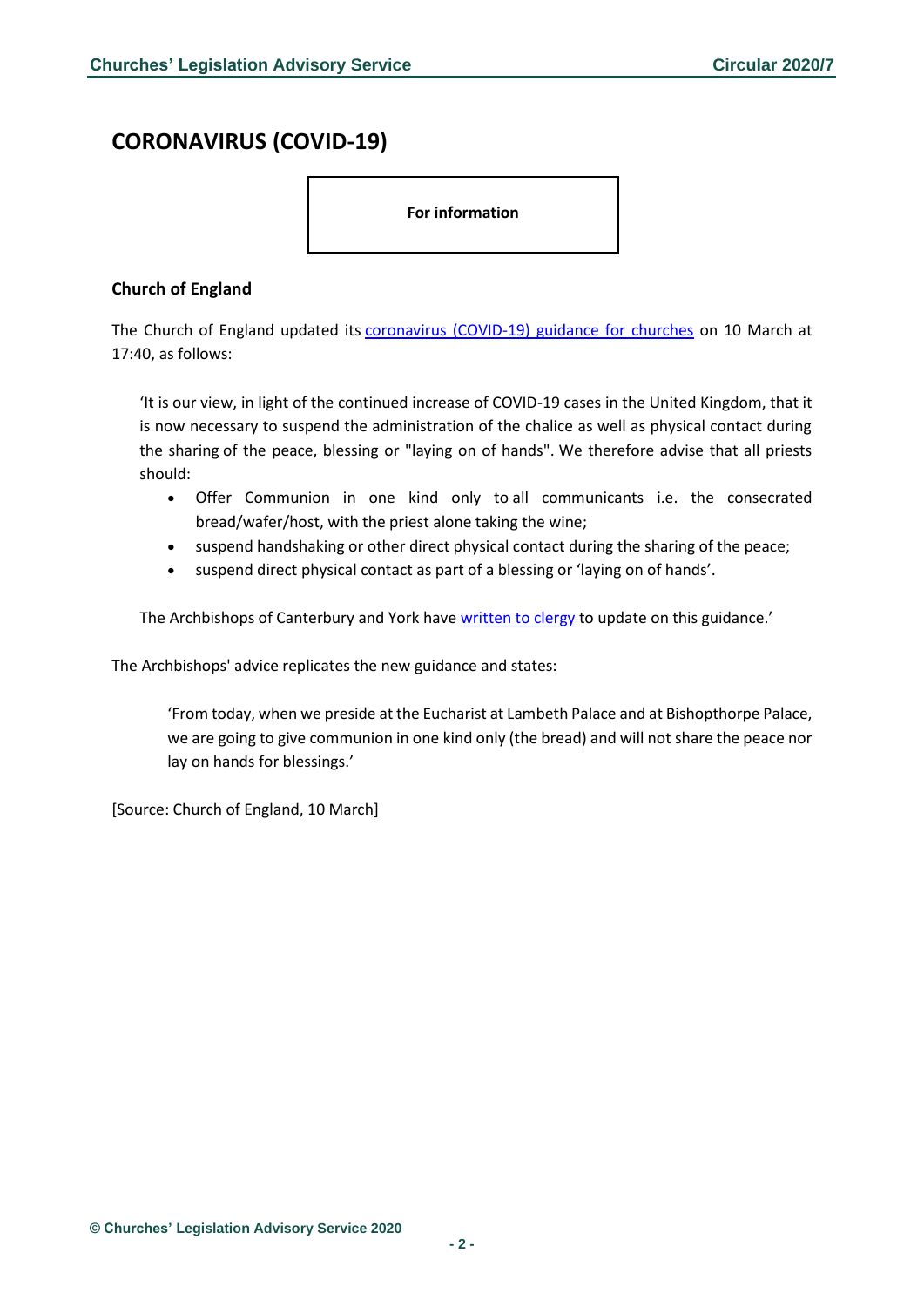# CORONAVIRUS (COVID-19)

**For information**

## Church of England

The Church of England updated its coronavirus (COVID-19) guidance for churches on 10 March at 17:40, as follows:

> 'It is our view, in light of the continued increase of COVID-19 cases in the United Kingdom, that it is now necessary to suspend the administration of the chalice as well as physical contact during the sharing of the peace, blessing or "laying on of hands". We therefore advise that all priests should:
>
> - Offer Communion in one kind only to all communicants i.e. the consecrated bread/wafer/host, with the priest alone taking the wine;
> - suspend handshaking or other direct physical contact during the sharing of the peace;
> - suspend direct physical contact as part of a blessing or 'laying on of hands'.
>
> The Archbishops of Canterbury and York have written to clergy to update on this guidance.'

The Archbishops' advice replicates the new guidance and states:

> 'From today, when we preside at the Eucharist at Lambeth Palace and at Bishopthorpe Palace, we are going to give communion in one kind only (the bread) and will not share the peace nor lay on hands for blessings.'

[Source: Church of England, 10 March]